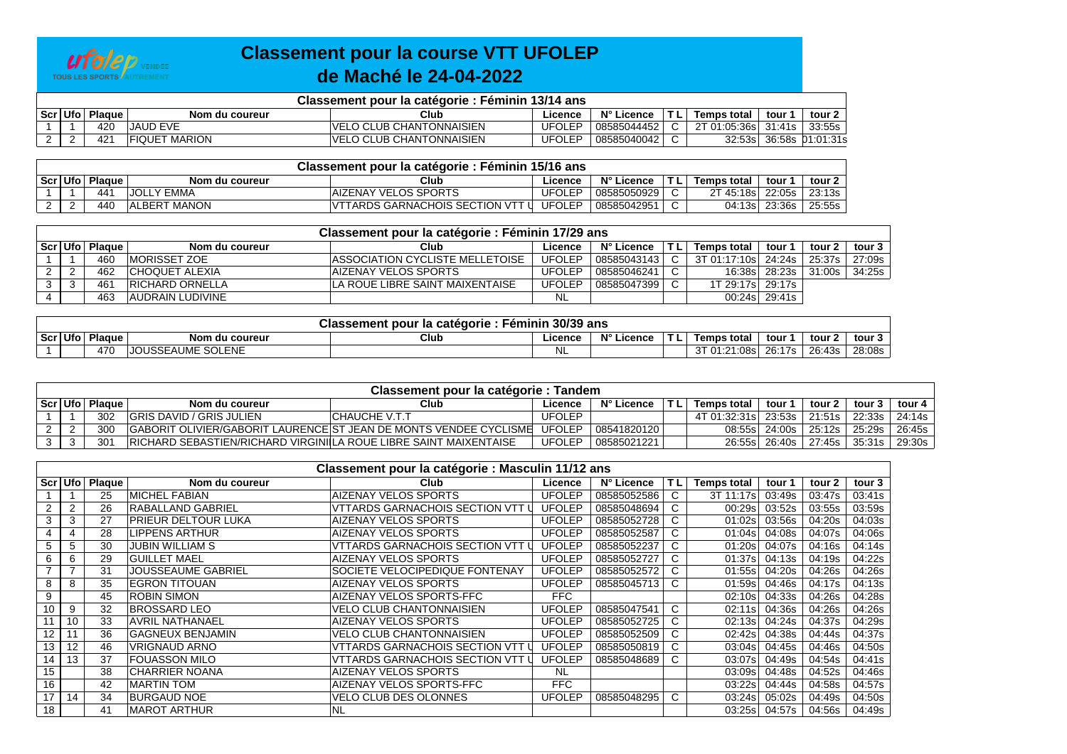# Classement pour la course VTT UFOLEP de Maché le 24-04-2022

| Classement pour la catégorie : Féminin 13/14 ans | | | | | | | | | | |
|---|---|---|---|---|---|---|---|---|---|---|
| Scr | Ufo | Plaque | Nom du coureur | Club | Licence | N° Licence | T L | Temps total | tour 1 | tour 2 |
| 1 | 1 | 420 | JAUD EVE | VELO CLUB CHANTONNAISIEN | UFOLEP | 08585044452 | C | 2T 01:05:36s | 31:41s | 33:55s |
| 2 | 2 | 421 | FIQUET MARION | VELO CLUB CHANTONNAISIEN | UFOLEP | 08585040042 | C | 32:53s | 36:58s | 01:01:31s |

| Classement pour la catégorie : Féminin 15/16 ans | | | | | | | | | | |
|---|---|---|---|---|---|---|---|---|---|---|
| Scr | Ufo | Plaque | Nom du coureur | Club | Licence | N° Licence | T L | Temps total | tour 1 | tour 2 |
| 1 | 1 | 441 | JOLLY EMMA | AIZENAY VELOS SPORTS | UFOLEP | 08585050929 | C | 2T 45:18s | 22:05s | 23:13s |
| 2 | 2 | 440 | ALBERT MANON | VTTARDS GARNACHOIS SECTION VTT U | UFOLEP | 08585042951 | C | 04:13s | 23:36s | 25:55s |

| Classement pour la catégorie : Féminin 17/29 ans | | | | | | | | | | | |
|---|---|---|---|---|---|---|---|---|---|---|---|
| Scr | Ufo | Plaque | Nom du coureur | Club | Licence | N° Licence | T L | Temps total | tour 1 | tour 2 | tour 3 |
| 1 | 1 | 460 | MORISSET ZOE | ASSOCIATION CYCLISTE MELLETOISE | UFOLEP | 08585043143 | C | 3T 01:17:10s | 24:24s | 25:37s | 27:09s |
| 2 | 2 | 462 | CHOQUET ALEXIA | AIZENAY VELOS SPORTS | UFOLEP | 08585046241 | C | 16:38s | 28:23s | 31:00s | 34:25s |
| 3 | 3 | 461 | RICHARD ORNELLA | LA ROUE LIBRE SAINT MAIXENTAISE | UFOLEP | 08585047399 | C | 1T 29:17s | 29:17s | | |
| 4 | | 463 | AUDRAIN LUDIVINE | | NL | | | 00:24s | 29:41s | | |

| Classement pour la catégorie : Féminin 30/39 ans | | | | | | | | | | | |
|---|---|---|---|---|---|---|---|---|---|---|---|
| Scr | Ufo | Plaque | Nom du coureur | Club | Licence | N° Licence | T L | Temps total | tour 1 | tour 2 | tour 3 |
| 1 | | 470 | JOUSSEAUME SOLENE | | NL | | | 3T 01:21:08s | 26:17s | 26:43s | 28:08s |

| Classement pour la catégorie : Tandem | | | | | | | | | | | | |
|---|---|---|---|---|---|---|---|---|---|---|---|---|
| Scr | Ufo | Plaque | Nom du coureur | Club | Licence | N° Licence | T L | Temps total | tour 1 | tour 2 | tour 3 | tour 4 |
| 1 | 1 | 302 | GRIS DAVID / GRIS JULIEN | CHAUCHE V.T.T | UFOLEP | | | 4T 01:32:31s | 23:53s | 21:51s | 22:33s | 24:14s |
| 2 | 2 | 300 | GABORIT OLIVIER/GABORIT LAURENCE | ST JEAN DE MONTS VENDEE CYCLISME | UFOLEP | 08541820120 | | 08:55s | 24:00s | 25:12s | 25:29s | 26:45s |
| 3 | 3 | 301 | RICHARD SEBASTIEN/RICHARD VIRGINI | LA ROUE LIBRE SAINT MAIXENTAISE | UFOLEP | 08585021221 | | 26:55s | 26:40s | 27:45s | 35:31s | 29:30s |

| Classement pour la catégorie : Masculin 11/12 ans | | | | | | | | | | | |
|---|---|---|---|---|---|---|---|---|---|---|---|
| Scr | Ufo | Plaque | Nom du coureur | Club | Licence | N° Licence | T L | Temps total | tour 1 | tour 2 | tour 3 |
| 1 | 1 | 25 | MICHEL FABIAN | AIZENAY VELOS SPORTS | UFOLEP | 08585052586 | C | 3T 11:17s | 03:49s | 03:47s | 03:41s |
| 2 | 2 | 26 | RABALLAND GABRIEL | VTTARDS GARNACHOIS SECTION VTT U | UFOLEP | 08585048694 | C | 00:29s | 03:52s | 03:55s | 03:59s |
| 3 | 3 | 27 | PRIEUR DELTOUR LUKA | AIZENAY VELOS SPORTS | UFOLEP | 08585052728 | C | 01:02s | 03:56s | 04:20s | 04:03s |
| 4 | 4 | 28 | LIPPENS ARTHUR | AIZENAY VELOS SPORTS | UFOLEP | 08585052587 | C | 01:04s | 04:08s | 04:07s | 04:06s |
| 5 | 5 | 30 | JUBIN WILLIAM S | VTTARDS GARNACHOIS SECTION VTT U | UFOLEP | 08585052237 | C | 01:20s | 04:07s | 04:16s | 04:14s |
| 6 | 6 | 29 | GUILLET MAEL | AIZENAY VELOS SPORTS | UFOLEP | 08585052727 | C | 01:37s | 04:13s | 04:19s | 04:22s |
| 7 | 7 | 31 | JOUSSEAUME GABRIEL | SOCIETE VELOCIPEDIQUE FONTENAY | UFOLEP | 08585052572 | C | 01:55s | 04:20s | 04:26s | 04:26s |
| 8 | 8 | 35 | EGRON TITOUAN | AIZENAY VELOS SPORTS | UFOLEP | 08585045713 | C | 01:59s | 04:46s | 04:17s | 04:13s |
| 9 | | 45 | ROBIN SIMON | AIZENAY VELOS SPORTS-FFC | FFC | | | 02:10s | 04:33s | 04:26s | 04:28s |
| 10 | 9 | 32 | BROSSARD LEO | VELO CLUB CHANTONNAISIEN | UFOLEP | 08585047541 | C | 02:11s | 04:36s | 04:26s | 04:26s |
| 11 | 10 | 33 | AVRIL NATHANAEL | AIZENAY VELOS SPORTS | UFOLEP | 08585052725 | C | 02:13s | 04:24s | 04:37s | 04:29s |
| 12 | 11 | 36 | GAGNEUX BENJAMIN | VELO CLUB CHANTONNAISIEN | UFOLEP | 08585052509 | C | 02:42s | 04:38s | 04:44s | 04:37s |
| 13 | 12 | 46 | VRIGNAUD ARNO | VTTARDS GARNACHOIS SECTION VTT U | UFOLEP | 08585050819 | C | 03:04s | 04:45s | 04:46s | 04:50s |
| 14 | 13 | 37 | FOUASSON MILO | VTTARDS GARNACHOIS SECTION VTT U | UFOLEP | 08585048689 | C | 03:07s | 04:49s | 04:54s | 04:41s |
| 15 | | 38 | CHARRIER NOANA | AIZENAY VELOS SPORTS | NL | | | 03:09s | 04:48s | 04:52s | 04:46s |
| 16 | | 42 | MARTIN TOM | AIZENAY VELOS SPORTS-FFC | FFC | | | 03:22s | 04:44s | 04:58s | 04:57s |
| 17 | 14 | 34 | BURGAUD NOE | VELO CLUB DES OLONNES | UFOLEP | 08585048295 | C | 03:24s | 05:02s | 04:49s | 04:50s |
| 18 | | 41 | MAROT ARTHUR | NL | | | | 03:25s | 04:57s | 04:56s | 04:49s |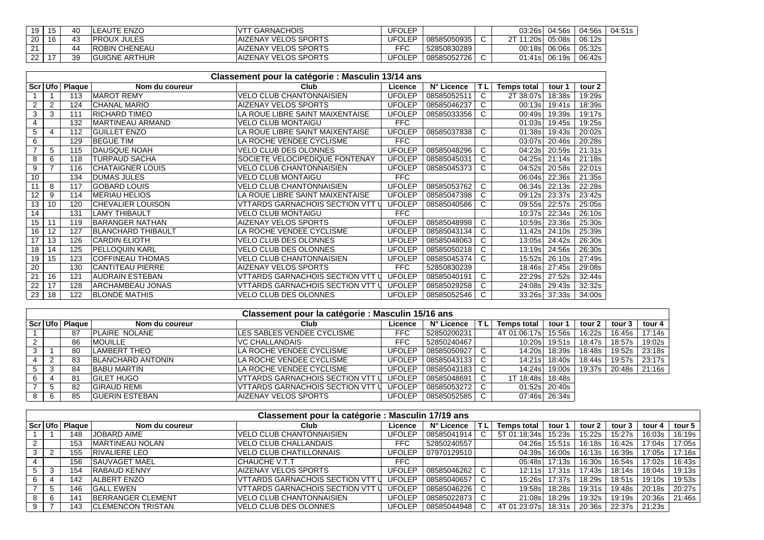| 19 | 15 | 40 | LEAUTE ENZO | VTT GARNACHOIS | UFOLEP | | | 03:26s | 04:56s | 04:56s | 04:51s |
|---|---|---|---|---|---|---|---|---|---|---|---|
| 20 | 16 | 43 | PROUX JULES | AIZENAY VELOS SPORTS | UFOLEP | 08585050935 | C | 2T 11:20s | 05:08s | 06:12s | |
| 21 | | 44 | ROBIN CHENEAU | AIZENAY VELOS SPORTS | FFC | 52850830289 | | 00:18s | 06:06s | 05:32s | |
| 22 | 17 | 39 | GUIGNE ARTHUR | AIZENAY VELOS SPORTS | UFOLEP | 08585052726 | C | 01:41s | 06:19s | 06:42s | |

## Classement pour la catégorie : Masculin 13/14 ans

| Scr | Ufo | Plaque | Nom du coureur | Club | Licence | N° Licence | T L | Temps total | tour 1 | tour 2 |
|---|---|---|---|---|---|---|---|---|---|---|
| 1 | 1 | 113 | MAROT REMY | VELO CLUB CHANTONNAISIEN | UFOLEP | 08585052511 | C | 2T 38:07s | 18:38s | 19:29s |
| 2 | 2 | 124 | CHANAL MARIO | AIZENAY VELOS SPORTS | UFOLEP | 08585046237 | C | 00:13s | 19:41s | 18:39s |
| 3 | 3 | 111 | RICHARD TIMEO | LA ROUE LIBRE SAINT MAIXENTAISE | UFOLEP | 08585033356 | C | 00:49s | 19:39s | 19:17s |
| 4 | | 132 | MARTINEAU ARMAND | VELO CLUB MONTAIGU | FFC | | | 01:03s | 19:45s | 19:25s |
| 5 | 4 | 112 | GUILLET ENZO | LA ROUE LIBRE SAINT MAIXENTAISE | UFOLEP | 08585037838 | C | 01:38s | 19:43s | 20:02s |
| 6 | | 129 | BEGUE TIM | LA ROCHE VENDEE CYCLISME | FFC | | | 03:07s | 20:46s | 20:28s |
| 7 | 5 | 115 | DAUSQUE NOAH | VELO CLUB DES OLONNES | UFOLEP | 08585048296 | C | 04:23s | 20:59s | 21:31s |
| 8 | 6 | 118 | TURPAUD SACHA | SOCIETE VELOCIPEDIQUE FONTENAY | UFOLEP | 08585045031 | C | 04:25s | 21:14s | 21:18s |
| 9 | 7 | 116 | CHATAIGNER LOUIS | VELO CLUB CHANTONNAISIEN | UFOLEP | 08585045373 | C | 04:52s | 20:58s | 22:01s |
| 10 | | 134 | DUMAS JULES | VELO CLUB MONTAIGU | FFC | | | 06:04s | 22:36s | 21:35s |
| 11 | 8 | 117 | GOBARD LOUIS | VELO CLUB CHANTONNAISIEN | UFOLEP | 08585053762 | C | 06:34s | 22:13s | 22:28s |
| 12 | 9 | 114 | MERIAU HELIOS | LA ROUE LIBRE SAINT MAIXENTAISE | UFOLEP | 08585047398 | C | 09:12s | 23:37s | 23:42s |
| 13 | 10 | 120 | CHEVALIER LOUISON | VTTARDS GARNACHOIS SECTION VTT U | UFOLEP | 08585040586 | C | 09:55s | 22:57s | 25:05s |
| 14 | | 131 | LAMY THIBAULT | VELO CLUB MONTAIGU | FFC | | | 10:37s | 22:34s | 26:10s |
| 15 | 11 | 119 | BARANGER NATHAN | AIZENAY VELOS SPORTS | UFOLEP | 08585048998 | C | 10:59s | 23:36s | 25:30s |
| 16 | 12 | 127 | BLANCHARD THIBAULT | LA ROCHE VENDEE CYCLISME | UFOLEP | 08585043134 | C | 11:42s | 24:10s | 25:39s |
| 17 | 13 | 126 | CARDIN ELIOTH | VELO CLUB DES OLONNES | UFOLEP | 08585048063 | C | 13:05s | 24:42s | 26:30s |
| 18 | 14 | 125 | PELLOQUIN KARL | VELO CLUB DES OLONNES | UFOLEP | 08585050218 | C | 13:19s | 24:56s | 26:30s |
| 19 | 15 | 123 | COFFINEAU THOMAS | VELO CLUB CHANTONNAISIEN | UFOLEP | 08585045374 | C | 15:52s | 26:10s | 27:49s |
| 20 | | 130 | CANTITEAU PIERRE | AIZENAY VELOS SPORTS | FFC | 52850830239 | | 18:46s | 27:45s | 29:08s |
| 21 | 16 | 121 | AUDRAIN ESTEBAN | VTTARDS GARNACHOIS SECTION VTT U | UFOLEP | 08585040191 | C | 22:29s | 27:52s | 32:44s |
| 22 | 17 | 128 | ARCHAMBEAU JONAS | VTTARDS GARNACHOIS SECTION VTT U | UFOLEP | 08585029258 | C | 24:08s | 29:43s | 32:32s |
| 23 | 18 | 122 | BLONDE MATHIS | VELO CLUB DES OLONNES | UFOLEP | 08585052546 | C | 33:26s | 37:33s | 34:00s |

## Classement pour la catégorie : Masculin 15/16 ans

| Scr | Ufo | Plaque | Nom du coureur | Club | Licence | N° Licence | T L | Temps total | tour 1 | tour 2 | tour 3 | tour 4 |
|---|---|---|---|---|---|---|---|---|---|---|---|---|
| 1 | | 87 | PLAIRE NOLANE | LES SABLES VENDEE CYCLISME | FFC | 52850200231 | | 4T 01:06:17s | 15:56s | 16:22s | 16:45s | 17:14s |
| 2 | | 86 | MOUILLE | VC CHALLANDAIS | FFC | 52850240467 | | 10:20s | 19:51s | 18:47s | 18:57s | 19:02s |
| 3 | 1 | 80 | LAMBERT THEO | LA ROCHE VENDEE CYCLISME | UFOLEP | 08585050927 | C | 14:20s | 18:39s | 18:48s | 19:52s | 23:18s |
| 4 | 2 | 83 | BLANCHARD ANTONIN | LA ROCHE VENDEE CYCLISME | UFOLEP | 08585043133 | C | 14:21s | 18:40s | 18:44s | 19:57s | 23:17s |
| 5 | 3 | 84 | BABU MARTIN | LA ROCHE VENDEE CYCLISME | UFOLEP | 08585043183 | C | 14:24s | 19:00s | 19:37s | 20:48s | 21:16s |
| 6 | 4 | 81 | GILET HUGO | VTTARDS GARNACHOIS SECTION VTT U | UFOLEP | 08585048691 | C | 1T 18:48s | 18:48s | | | |
| 7 | 5 | 82 | GIRAUD REMI | VTTARDS GARNACHOIS SECTION VTT U | UFOLEP | 08585053272 | C | 01:52s | 20:40s | | | |
| 8 | 6 | 85 | GUERIN ESTEBAN | AIZENAY VELOS SPORTS | UFOLEP | 08585052585 | C | 07:46s | 26:34s | | | |

## Classement pour la catégorie : Masculin 17/19 ans

| Scr | Ufo | Plaque | Nom du coureur | Club | Licence | N° Licence | T L | Temps total | tour 1 | tour 2 | tour 3 | tour 4 | tour 5 |
|---|---|---|---|---|---|---|---|---|---|---|---|---|---|
| 1 | 1 | 148 | JOBARD AIME | VELO CLUB CHANTONNAISIEN | UFOLEP | 08585041914 | C | 5T 01:18:34s | 15:23s | 15:22s | 15:27s | 16:03s | 16:19s |
| 2 | | 153 | MARTINEAU NOLAN | VELO CLUB CHALLANDAIS | FFC | 52850240557 | | 04:26s | 15:51s | 16:18s | 16:42s | 17:04s | 17:05s |
| 3 | 2 | 155 | RIVALIERE LEO | VELO CLUB CHATILLONNAIS | UFOLEP | 07970129510 | | 04:39s | 16:00s | 16:13s | 16:39s | 17:05s | 17:16s |
| 4 | | 156 | SAUVAGET MAEL | CHAUCHE V.T.T | FFC | | | 05:48s | 17:13s | 16:30s | 16:54s | 17:02s | 16:43s |
| 5 | 3 | 154 | RABAUD KENNY | AIZENAY VELOS SPORTS | UFOLEP | 08585046262 | C | 12:11s | 17:31s | 17:43s | 18:14s | 18:04s | 19:13s |
| 6 | 4 | 142 | ALBERT ENZO | VTTARDS GARNACHOIS SECTION VTT U | UFOLEP | 08585040657 | C | 15:26s | 17:37s | 18:29s | 18:51s | 19:10s | 19:53s |
| 7 | 5 | 146 | GALL EWEN | VTTARDS GARNACHOIS SECTION VTT U | UFOLEP | 08585046226 | C | 19:58s | 18:28s | 19:31s | 19:48s | 20:18s | 20:27s |
| 8 | 6 | 141 | BERRANGER CLEMENT | VELO CLUB CHANTONNAISIEN | UFOLEP | 08585022873 | C | 21:08s | 18:29s | 19:32s | 19:19s | 20:36s | 21:46s |
| 9 | 7 | 143 | CLEMENCON TRISTAN | VELO CLUB DES OLONNES | UFOLEP | 08585044948 | C | 4T 01:23:07s | 18:31s | 20:36s | 22:37s | 21:23s | |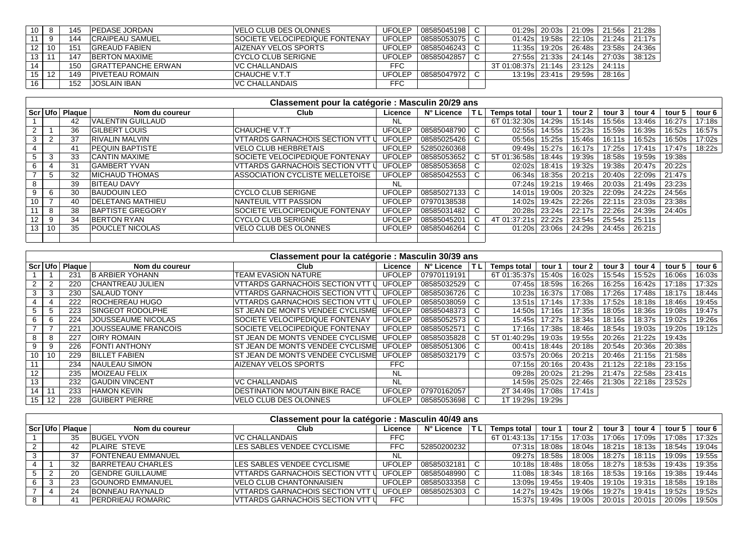| Scr | Ufo | Plaque | Nom du coureur | Club | Licence | N° Licence | T L | Temps total | tour 1 | tour 2 | tour 3 | tour 4 | tour 5 | tour 6 |
|---|---|---|---|---|---|---|---|---|---|---|---|---|---|---|
| 10 | 8 | 145 | PEDASE JORDAN | VELO CLUB DES OLONNES | UFOLEP | 08585045198 | C | 01:29s | 20:03s | 21:09s | 21:56s | 21:28s | | |
| 11 | 9 | 144 | CRAIPEAU SAMUEL | SOCIETE VELOCIPEDIQUE FONTENAY | UFOLEP | 08585053075 | C | 01:42s | 19:58s | 22:10s | 21:24s | 21:17s | | |
| 12 | 10 | 151 | GREAUD FABIEN | AIZENAY VELOS SPORTS | UFOLEP | 08585046243 | C | 11:35s | 19:20s | 26:48s | 23:58s | 24:36s | | |
| 13 | 11 | 147 | BERTON MAXIME | CYCLO CLUB SERIGNE | UFOLEP | 08585042857 | C | 27:55s | 21:33s | 24:14s | 27:03s | 38:12s | | |
| 14 | | 150 | GRATTEPANCHE ERWAN | VC CHALLANDAIS | FFC | | | 3T 01:08:37s | 21:14s | 23:12s | 24:11s | | | |
| 15 | 12 | 149 | PIVETEAU ROMAIN | CHAUCHE V.T.T | UFOLEP | 08585047972 | C | 13:19s | 23:41s | 29:59s | 28:16s | | | |
| 16 | | 152 | JOSLAIN IBAN | VC CHALLANDAIS | FFC | | | | | | | | | |

## Classement pour la catégorie : Masculin 20/29 ans

| Scr | Ufo | Plaque | Nom du coureur | Club | Licence | N° Licence | T L | Temps total | tour 1 | tour 2 | tour 3 | tour 4 | tour 5 | tour 6 |
|---|---|---|---|---|---|---|---|---|---|---|---|---|---|---|
| 1 | | 42 | VALENTIN GUILLAUD | | NL | | | 6T 01:32:30s | 14:29s | 15:14s | 15:56s | 13:46s | 16:27s | 17:18s |
| 2 | 1 | 36 | GILBERT LOUIS | CHAUCHE V.T.T | UFOLEP | 08585048790 | C | 02:55s | 14:55s | 15:23s | 15:59s | 16:39s | 16:52s | 16:57s |
| 3 | 2 | 37 | RIVALIN MALVIN | VTTARDS GARNACHOIS SECTION VTT | UFOLEP | 08585025426 | C | 05:56s | 15:25s | 15:46s | 16:11s | 16:52s | 16:50s | 17:02s |
| 4 | | 41 | PEQUIN BAPTISTE | VELO CLUB HERBRETAIS | UFOLEP | 52850260368 | | 09:49s | 15:27s | 16:17s | 17:25s | 17:41s | 17:47s | 18:22s |
| 5 | 3 | 33 | CANTIN MAXIME | SOCIETE VELOCIPEDIQUE FONTENAY | UFOLEP | 08585053652 | C | 5T 01:36:58s | 18:44s | 19:39s | 18:58s | 19:59s | 19:38s | |
| 6 | 4 | 31 | GAMBERT YVAN | VTTARDS GARNACHOIS SECTION VTT | UFOLEP | 08585053658 | C | 02:02s | 18:41s | 19:32s | 19:38s | 20:47s | 20:22s | |
| 7 | 5 | 32 | MICHAUD THOMAS | ASSOCIATION CYCLISTE MELLETOISE | UFOLEP | 08585042553 | C | 06:34s | 18:35s | 20:21s | 20:40s | 22:09s | 21:47s | |
| 8 | | 39 | BITEAU DAVY | | NL | | | 07:24s | 19:21s | 19:46s | 20:03s | 21:49s | 23:23s | |
| 9 | 6 | 30 | BAUDOUIN LEO | CYCLO CLUB SERIGNE | UFOLEP | 08585027133 | C | 14:01s | 19:00s | 20:32s | 22:09s | 24:22s | 24:56s | |
| 10 | 7 | 40 | DELETANG MATHIEU | NANTEUIL VTT PASSION | UFOLEP | 07970138538 | | 14:02s | 19:42s | 22:26s | 22:11s | 23:03s | 23:38s | |
| 11 | 8 | 38 | BAPTISTE GREGORY | SOCIETE VELOCIPEDIQUE FONTENAY | UFOLEP | 08585031482 | C | 20:28s | 23:24s | 22:17s | 22:26s | 24:39s | 24:40s | |
| 12 | 9 | 34 | BERTON RYAN | CYCLO CLUB SERIGNE | UFOLEP | 08585045201 | C | 4T 01:37:21s | 22:22s | 23:54s | 25:54s | 25:11s | | |
| 13 | 10 | 35 | POUCLET NICOLAS | VELO CLUB DES OLONNES | UFOLEP | 08585046264 | C | 01:20s | 23:06s | 24:29s | 24:45s | 26:21s | | |

## Classement pour la catégorie : Masculin 30/39 ans

| Scr | Ufo | Plaque | Nom du coureur | Club | Licence | N° Licence | T L | Temps total | tour 1 | tour 2 | tour 3 | tour 4 | tour 5 | tour 6 |
|---|---|---|---|---|---|---|---|---|---|---|---|---|---|---|
| 1 | 1 | 231 | B ARBIER YOHANN | TEAM EVASION NATURE | UFOLEP | 07970119191 | | 6T 01:35:37s | 15:40s | 16:02s | 15:54s | 15:52s | 16:06s | 16:03s |
| 2 | 2 | 220 | CHANTREAU JULIEN | VTTARDS GARNACHOIS SECTION VTT | UFOLEP | 08585052529 | C | 07:45s | 18:59s | 16:26s | 16:25s | 16:42s | 17:18s | 17:32s |
| 3 | 3 | 230 | SALAUD TONY | VTTARDS GARNACHOIS SECTION VTT | UFOLEP | 08585036726 | C | 10:23s | 16:37s | 17:08s | 17:26s | 17:48s | 18:17s | 18:44s |
| 4 | 4 | 222 | ROCHEREAU HUGO | VTTARDS GARNACHOIS SECTION VTT | UFOLEP | 08585038059 | C | 13:51s | 17:14s | 17:33s | 17:52s | 18:18s | 18:46s | 19:45s |
| 5 | 5 | 223 | SINGEOT RODOLPHE | ST JEAN DE MONTS VENDEE CYCLISME | UFOLEP | 08585048373 | C | 14:50s | 17:16s | 17:35s | 18:05s | 18:36s | 19:08s | 19:47s |
| 6 | 6 | 224 | JOUSSEAUME NICOLAS | SOCIETE VELOCIPEDIQUE FONTENAY | UFOLEP | 08585052573 | C | 15:45s | 17:27s | 18:34s | 18:16s | 18:37s | 19:02s | 19:26s |
| 7 | 7 | 221 | JOUSSEAUME FRANCOIS | SOCIETE VELOCIPEDIQUE FONTENAY | UFOLEP | 08585052571 | C | 17:16s | 17:38s | 18:46s | 18:54s | 19:03s | 19:20s | 19:12s |
| 8 | 8 | 227 | OIRY ROMAIN | ST JEAN DE MONTS VENDEE CYCLISME | UFOLEP | 08585035828 | C | 5T 01:40:29s | 19:03s | 19:55s | 20:26s | 21:22s | 19:43s | |
| 9 | 9 | 226 | FONTI ANTHONY | ST JEAN DE MONTS VENDEE CYCLISME | UFOLEP | 08585051306 | C | 00:41s | 18:44s | 20:18s | 20:54s | 20:36s | 20:38s | |
| 10 | 10 | 229 | BILLET FABIEN | ST JEAN DE MONTS VENDEE CYCLISME | UFOLEP | 08585032179 | C | 03:57s | 20:06s | 20:21s | 20:46s | 21:15s | 21:58s | |
| 11 | | 234 | NAULEAU SIMON | AIZENAY VELOS SPORTS | FFC | | | 07:15s | 20:16s | 20:43s | 21:12s | 22:18s | 23:15s | |
| 12 | | 235 | MOIZEAU FELIX | | NL | | | 09:28s | 20:02s | 21:29s | 21:47s | 22:58s | 23:41s | |
| 13 | | 232 | GAUDIN VINCENT | VC CHALLANDAIS | NL | | | 14:59s | 25:02s | 22:46s | 21:30s | 22:18s | 23:52s | |
| 14 | 11 | 233 | HAMON KEVIN | DESTINATION MOUTAIN BIKE RACE | UFOLEP | 07970162057 | | 2T 34:49s | 17:08s | 17:41s | | | | |
| 15 | 12 | 228 | GUIBERT PIERRE | VELO CLUB DES OLONNES | UFOLEP | 08585053698 | C | 1T 19:29s | 19:29s | | | | | |

## Classement pour la catégorie : Masculin 40/49 ans

| Scr | Ufo | Plaque | Nom du coureur | Club | Licence | N° Licence | T L | Temps total | tour 1 | tour 2 | tour 3 | tour 4 | tour 5 | tour 6 |
|---|---|---|---|---|---|---|---|---|---|---|---|---|---|---|
| 1 | | 35 | BUGEL YVON | VC CHALLANDAIS | FFC | | | 6T 01:43:13s | 17:15s | 17:03s | 17:06s | 17:09s | 17:08s | 17:32s |
| 2 | | 42 | PLAIRE STEVE | LES SABLES VENDEE CYCLISME | FFC | 52850200232 | | 07:31s | 18:08s | 18:04s | 18:21s | 18:13s | 18:54s | 19:04s |
| 3 | | 37 | FONTENEAU EMMANUEL | | NL | | | 09:27s | 18:58s | 18:00s | 18:27s | 18:11s | 19:09s | 19:55s |
| 4 | 1 | 32 | BARRETEAU CHARLES | LES SABLES VENDEE CYCLISME | UFOLEP | 08585032181 | C | 10:18s | 18:48s | 18:05s | 18:27s | 18:53s | 19:43s | 19:35s |
| 5 | 2 | 20 | GENDRE GUILLAUME | VTTARDS GARNACHOIS SECTION VTT | UFOLEP | 08585048990 | C | 11:08s | 18:34s | 18:16s | 18:53s | 19:16s | 19:38s | 19:44s |
| 6 | 3 | 23 | GOUNORD EMMANUEL | VELO CLUB CHANTONNAISIEN | UFOLEP | 08585033358 | C | 13:09s | 19:45s | 19:40s | 19:10s | 19:31s | 18:58s | 19:18s |
| 7 | 4 | 24 | BONNEAU RAYNALD | VTTARDS GARNACHOIS SECTION VTT | UFOLEP | 08585025303 | C | 14:27s | 19:42s | 19:06s | 19:27s | 19:41s | 19:52s | 19:52s |
| 8 | | 41 | PERDRIEAU ROMARIC | VTTARDS GARNACHOIS SECTION VTT | FFC | | | 15:37s | 19:49s | 19:00s | 20:01s | 20:01s | 20:09s | 19:50s |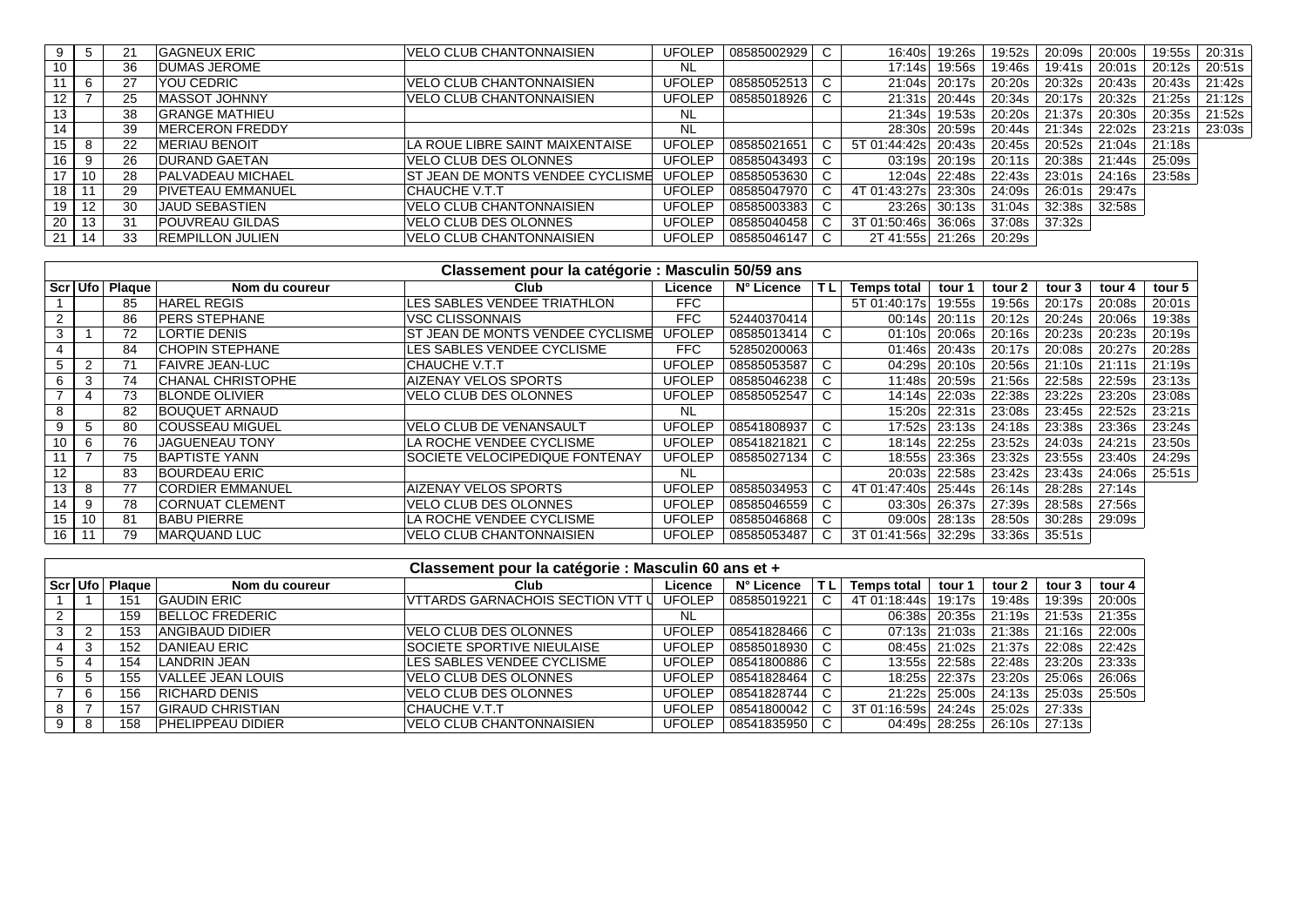| | | | | | | | | | | | | | | | | |
|---|---|---|---|---|---|---|---|---|---|---|---|---|---|---|---|---|
| 9 | 5 | 21 | GAGNEUX ERIC | VELO CLUB CHANTONNAISIEN | UFOLEP | 08585002929 | C | 16:40s | 19:26s | 19:52s | 20:09s | 20:00s | 19:55s | 20:31s | | |
| 10 | | 36 | DUMAS JEROME | | NL | | | 17:14s | 19:56s | 19:46s | 19:41s | 20:01s | 20:12s | 20:51s | | |
| 11 | 6 | 27 | YOU CEDRIC | VELO CLUB CHANTONNAISIEN | UFOLEP | 08585052513 | C | 21:04s | 20:17s | 20:20s | 20:32s | 20:43s | 20:43s | 21:42s | | |
| 12 | 7 | 25 | MASSOT JOHNNY | VELO CLUB CHANTONNAISIEN | UFOLEP | 08585018926 | C | 21:31s | 20:44s | 20:34s | 20:17s | 20:32s | 21:25s | 21:12s | | |
| 13 | | 38 | GRANGE MATHIEU | | NL | | | 21:34s | 19:53s | 20:20s | 21:37s | 20:30s | 20:35s | 21:52s | | |
| 14 | | 39 | MERCERON FREDDY | | NL | | | 28:30s | 20:59s | 20:44s | 21:34s | 22:02s | 23:21s | 23:03s | | |
| 15 | 8 | 22 | MERIAU BENOIT | LA ROUE LIBRE SAINT MAIXENTAISE | UFOLEP | 08585021651 | C | 5T 01:44:42s | 20:43s | 20:45s | 20:52s | 21:04s | 21:18s | | | |
| 16 | 9 | 26 | DURAND GAETAN | VELO CLUB DES OLONNES | UFOLEP | 08585043493 | C | 03:19s | 20:19s | 20:11s | 20:38s | 21:44s | 25:09s | | | |
| 17 | 10 | 28 | PALVADEAU MICHAEL | ST JEAN DE MONTS VENDEE CYCLISME | UFOLEP | 08585053630 | C | 12:04s | 22:48s | 22:43s | 23:01s | 24:16s | 23:58s | | | |
| 18 | 11 | 29 | PIVETEAU EMMANUEL | CHAUCHE V.T.T | UFOLEP | 08585047970 | C | 4T 01:43:27s | 23:30s | 24:09s | 26:01s | 29:47s | | | | |
| 19 | 12 | 30 | JAUD SEBASTIEN | VELO CLUB CHANTONNAISIEN | UFOLEP | 08585003383 | C | 23:26s | 30:13s | 31:04s | 32:38s | 32:58s | | | | |
| 20 | 13 | 31 | POUVREAU GILDAS | VELO CLUB DES OLONNES | UFOLEP | 08585040458 | C | 3T 01:50:46s | 36:06s | 37:08s | 37:32s | | | | | |
| 21 | 14 | 33 | REMPILLON JULIEN | VELO CLUB CHANTONNAISIEN | UFOLEP | 08585046147 | C | 2T 41:55s | 21:26s | 20:29s | | | | | | |

## Classement pour la catégorie : Masculin 50/59 ans

| Scr | Ufo | Plaque | Nom du coureur | Club | Licence | N° Licence | T L | Temps total | tour 1 | tour 2 | tour 3 | tour 4 | tour 5 |
|---|---|---|---|---|---|---|---|---|---|---|---|---|---|
| 1 | | 85 | HAREL REGIS | LES SABLES VENDEE TRIATHLON | FFC | | | 5T 01:40:17s | 19:55s | 19:56s | 20:17s | 20:08s | 20:01s |
| 2 | | 86 | PERS STEPHANE | VSC CLISSONNAIS | FFC | 52440370414 | | 00:14s | 20:11s | 20:12s | 20:24s | 20:06s | 19:38s |
| 3 | 1 | 72 | LORTIE DENIS | ST JEAN DE MONTS VENDEE CYCLISME | UFOLEP | 08585013414 | C | 01:10s | 20:06s | 20:16s | 20:23s | 20:23s | 20:19s |
| 4 | | 84 | CHOPIN STEPHANE | LES SABLES VENDEE CYCLISME | FFC | 52850200063 | | 01:46s | 20:43s | 20:17s | 20:08s | 20:27s | 20:28s |
| 5 | 2 | 71 | FAIVRE JEAN-LUC | CHAUCHE V.T.T | UFOLEP | 08585053587 | C | 04:29s | 20:10s | 20:56s | 21:10s | 21:11s | 21:19s |
| 6 | 3 | 74 | CHANAL CHRISTOPHE | AIZENAY VELOS SPORTS | UFOLEP | 08585046238 | C | 11:48s | 20:59s | 21:56s | 22:58s | 22:59s | 23:13s |
| 7 | 4 | 73 | BLONDE OLIVIER | VELO CLUB DES OLONNES | UFOLEP | 08585052547 | C | 14:14s | 22:03s | 22:38s | 23:22s | 23:20s | 23:08s |
| 8 | | 82 | BOUQUET ARNAUD | | NL | | | 15:20s | 22:31s | 23:08s | 23:45s | 22:52s | 23:21s |
| 9 | 5 | 80 | COUSSEAU MIGUEL | VELO CLUB DE VENANSAULT | UFOLEP | 08541808937 | C | 17:52s | 23:13s | 24:18s | 23:38s | 23:36s | 23:24s |
| 10 | 6 | 76 | JAGUENEAU TONY | LA ROCHE VENDEE CYCLISME | UFOLEP | 08541821821 | C | 18:14s | 22:25s | 23:52s | 24:03s | 24:21s | 23:50s |
| 11 | 7 | 75 | BAPTISTE YANN | SOCIETE VELOCIPEDIQUE FONTENAY | UFOLEP | 08585027134 | C | 18:55s | 23:36s | 23:32s | 23:55s | 23:40s | 24:29s |
| 12 | | 83 | BOURDEAU ERIC | | NL | | | 20:03s | 22:58s | 23:42s | 23:43s | 24:06s | 25:51s |
| 13 | 8 | 77 | CORDIER EMMANUEL | AIZENAY VELOS SPORTS | UFOLEP | 08585034953 | C | 4T 01:47:40s | 25:44s | 26:14s | 28:28s | 27:14s | |
| 14 | 9 | 78 | CORNUAT CLEMENT | VELO CLUB DES OLONNES | UFOLEP | 08585046559 | C | 03:30s | 26:37s | 27:39s | 28:58s | 27:56s | |
| 15 | 10 | 81 | BABU PIERRE | LA ROCHE VENDEE CYCLISME | UFOLEP | 08585046868 | C | 09:00s | 28:13s | 28:50s | 30:28s | 29:09s | |
| 16 | 11 | 79 | MARQUAND LUC | VELO CLUB CHANTONNAISIEN | UFOLEP | 08585053487 | C | 3T 01:41:56s | 32:29s | 33:36s | 35:51s | | |

## Classement pour la catégorie : Masculin 60 ans et +

| Scr | Ufo | Plaque | Nom du coureur | Club | Licence | N° Licence | T L | Temps total | tour 1 | tour 2 | tour 3 | tour 4 |
|---|---|---|---|---|---|---|---|---|---|---|---|---|
| 1 | 1 | 151 | GAUDIN ERIC | VTTARDS GARNACHOIS SECTION VTT U | UFOLEP | 08585019221 | C | 4T 01:18:44s | 19:17s | 19:48s | 19:39s | 20:00s |
| 2 | | 159 | BELLOC FREDERIC | | NL | | | 06:38s | 20:35s | 21:19s | 21:53s | 21:35s |
| 3 | 2 | 153 | ANGIBAUD DIDIER | VELO CLUB DES OLONNES | UFOLEP | 08541828466 | C | 07:13s | 21:03s | 21:38s | 21:16s | 22:00s |
| 4 | 3 | 152 | DANIEAU ERIC | SOCIETE SPORTIVE NIEULAISE | UFOLEP | 08585018930 | C | 08:45s | 21:02s | 21:37s | 22:08s | 22:42s |
| 5 | 4 | 154 | LANDRIN JEAN | LES SABLES VENDEE CYCLISME | UFOLEP | 08541800886 | C | 13:55s | 22:58s | 22:48s | 23:20s | 23:33s |
| 6 | 5 | 155 | VALLEE JEAN LOUIS | VELO CLUB DES OLONNES | UFOLEP | 08541828464 | C | 18:25s | 22:37s | 23:20s | 25:06s | 26:06s |
| 7 | 6 | 156 | RICHARD DENIS | VELO CLUB DES OLONNES | UFOLEP | 08541828744 | C | 21:22s | 25:00s | 24:13s | 25:03s | 25:50s |
| 8 | 7 | 157 | GIRAUD CHRISTIAN | CHAUCHE V.T.T | UFOLEP | 08541800042 | C | 3T 01:16:59s | 24:24s | 25:02s | 27:33s | |
| 9 | 8 | 158 | PHELIPPEAU DIDIER | VELO CLUB CHANTONNAISIEN | UFOLEP | 08541835950 | C | 04:49s | 28:25s | 26:10s | 27:13s | |